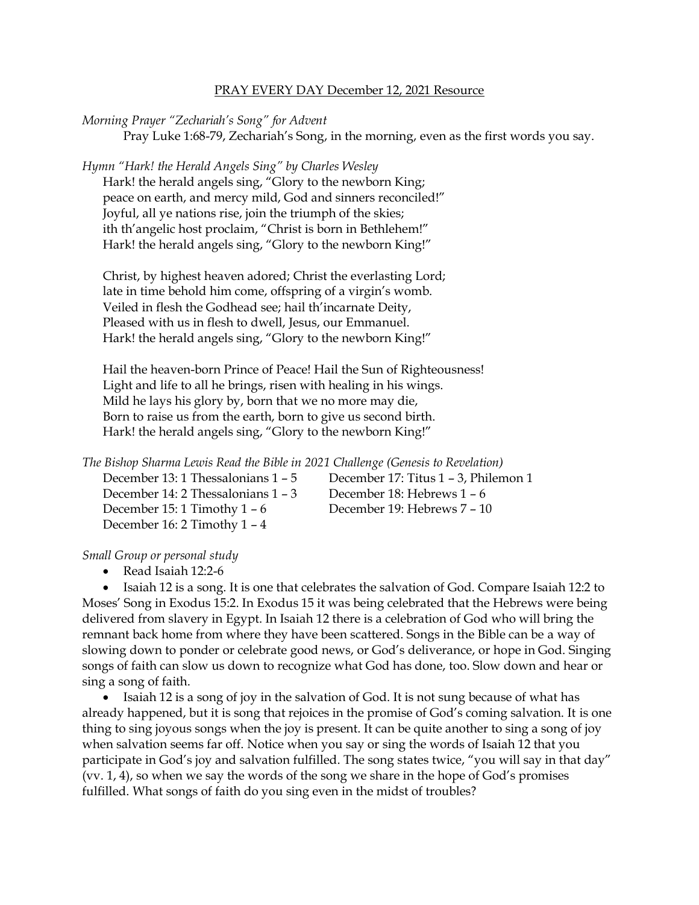PRAY EVERY DAY December 12, 2021 Resource

*Morning Prayer "Zechariah's Song" for Advent*

Pray Luke 1:68-79, Zechariah's Song, in the morning, even as the first words you say.

*Hymn "Hark! the Herald Angels Sing" by Charles Wesley*

Hark! the herald angels sing, "Glory to the newborn King;
peace on earth, and mercy mild, God and sinners reconciled!"
Joyful, all ye nations rise, join the triumph of the skies;
ith th'angelic host proclaim, "Christ is born in Bethlehem!"
Hark! the herald angels sing, "Glory to the newborn King!"

Christ, by highest heaven adored; Christ the everlasting Lord;
late in time behold him come, offspring of a virgin's womb.
Veiled in flesh the Godhead see; hail th'incarnate Deity,
Pleased with us in flesh to dwell, Jesus, our Emmanuel.
Hark! the herald angels sing, "Glory to the newborn King!"

Hail the heaven-born Prince of Peace! Hail the Sun of Righteousness!
Light and life to all he brings, risen with healing in his wings.
Mild he lays his glory by, born that we no more may die,
Born to raise us from the earth, born to give us second birth.
Hark! the herald angels sing, "Glory to the newborn King!"

*The Bishop Sharma Lewis Read the Bible in 2021 Challenge (Genesis to Revelation)*

December 13: 1 Thessalonians 1 – 5
December 14: 2 Thessalonians 1 – 3
December 15: 1 Timothy 1 – 6
December 16: 2 Timothy 1 – 4
December 17: Titus 1 – 3, Philemon 1
December 18: Hebrews 1 – 6
December 19: Hebrews 7 – 10

*Small Group or personal study*

- Read Isaiah 12:2-6
- Isaiah 12 is a song. It is one that celebrates the salvation of God. Compare Isaiah 12:2 to Moses' Song in Exodus 15:2. In Exodus 15 it was being celebrated that the Hebrews were being delivered from slavery in Egypt. In Isaiah 12 there is a celebration of God who will bring the remnant back home from where they have been scattered. Songs in the Bible can be a way of slowing down to ponder or celebrate good news, or God's deliverance, or hope in God. Singing songs of faith can slow us down to recognize what God has done, too. Slow down and hear or sing a song of faith.
- Isaiah 12 is a song of joy in the salvation of God. It is not sung because of what has already happened, but it is song that rejoices in the promise of God's coming salvation. It is one thing to sing joyous songs when the joy is present. It can be quite another to sing a song of joy when salvation seems far off. Notice when you say or sing the words of Isaiah 12 that you participate in God's joy and salvation fulfilled. The song states twice, "you will say in that day" (vv. 1, 4), so when we say the words of the song we share in the hope of God's promises fulfilled. What songs of faith do you sing even in the midst of troubles?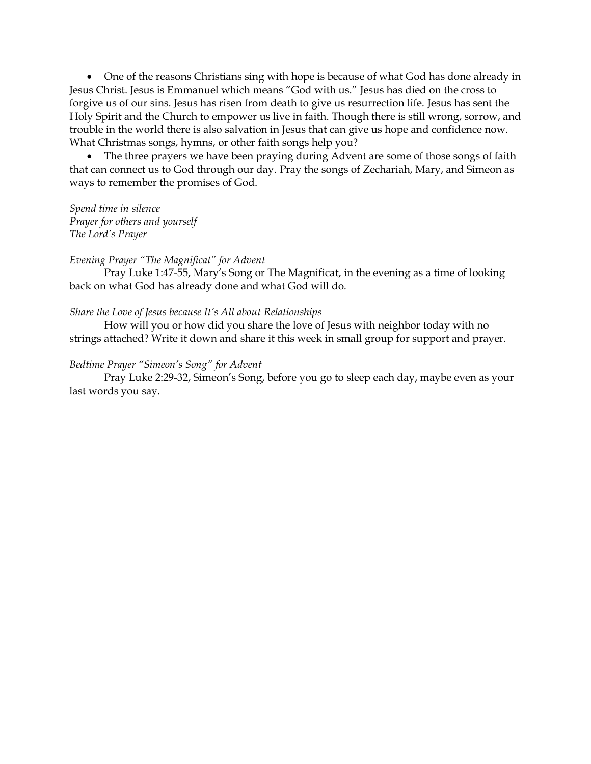- One of the reasons Christians sing with hope is because of what God has done already in Jesus Christ. Jesus is Emmanuel which means "God with us." Jesus has died on the cross to forgive us of our sins. Jesus has risen from death to give us resurrection life. Jesus has sent the Holy Spirit and the Church to empower us live in faith. Though there is still wrong, sorrow, and trouble in the world there is also salvation in Jesus that can give us hope and confidence now. What Christmas songs, hymns, or other faith songs help you?
- The three prayers we have been praying during Advent are some of those songs of faith that can connect us to God through our day. Pray the songs of Zechariah, Mary, and Simeon as ways to remember the promises of God.

*Spend time in silence*
*Prayer for others and yourself*
*The Lord's Prayer*

*Evening Prayer "The Magnificat" for Advent*

Pray Luke 1:47-55, Mary's Song or The Magnificat, in the evening as a time of looking back on what God has already done and what God will do.

*Share the Love of Jesus because It's All about Relationships*

How will you or how did you share the love of Jesus with neighbor today with no strings attached? Write it down and share it this week in small group for support and prayer.

*Bedtime Prayer "Simeon's Song" for Advent*

Pray Luke 2:29-32, Simeon's Song, before you go to sleep each day, maybe even as your last words you say.